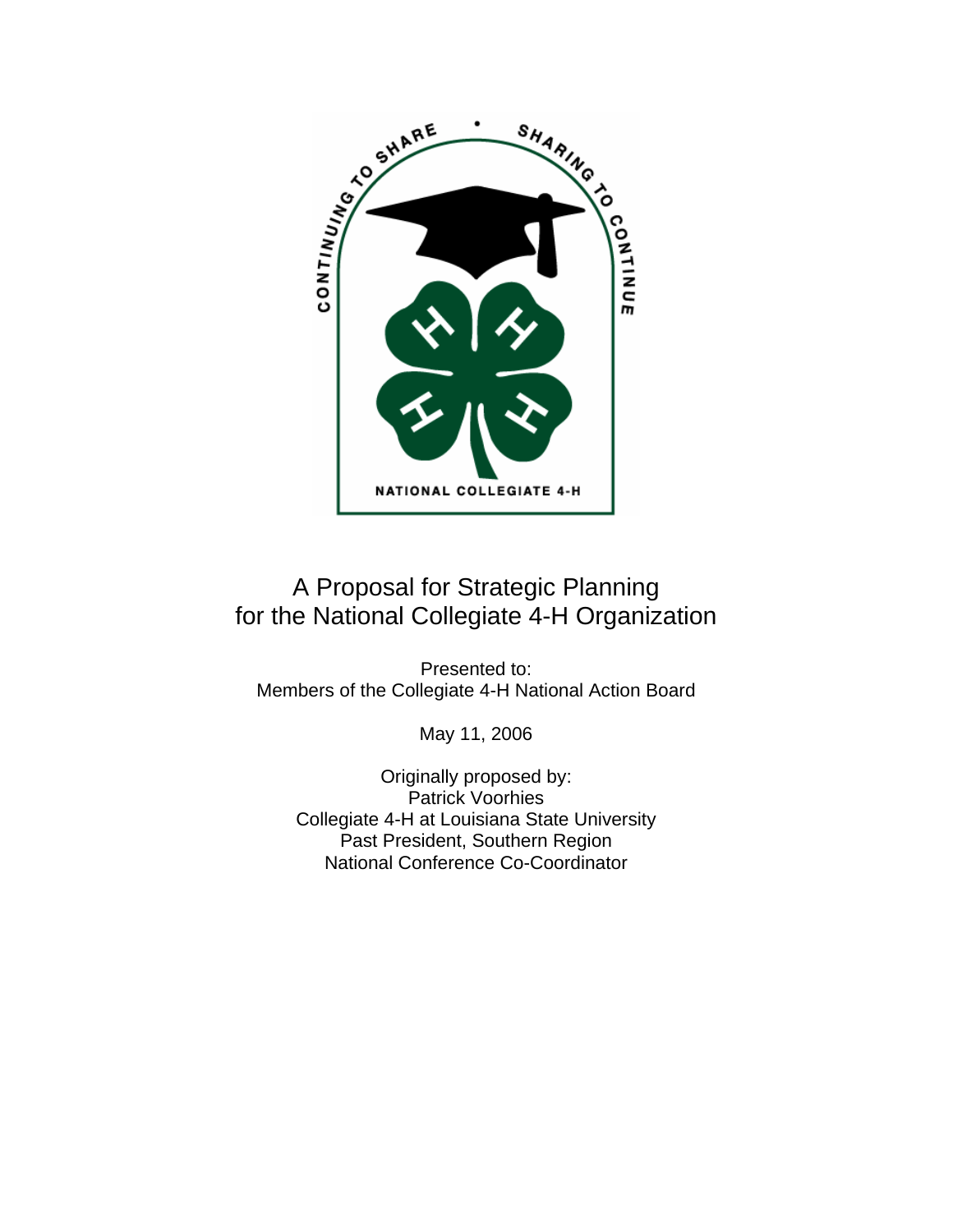# A Proposal for Strategic Planning for the National Collegiate 4-H Organization

Presented to:
Members of the Collegiate 4-H National Action Board

May 11, 2006

Originally proposed by:
Patrick Voorhies
Collegiate 4-H at Louisiana State University
Past President, Southern Region
National Conference Co-Coordinator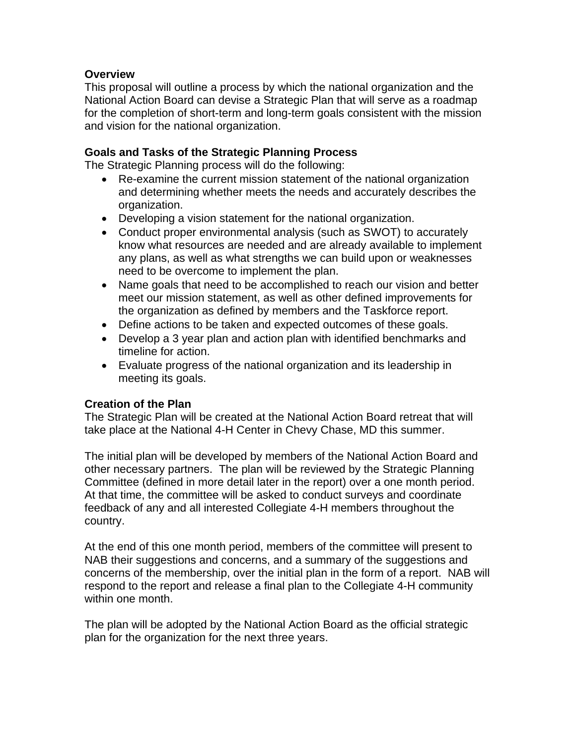**Overview**

This proposal will outline a process by which the national organization and the National Action Board can devise a Strategic Plan that will serve as a roadmap for the completion of short-term and long-term goals consistent with the mission and vision for the national organization.

**Goals and Tasks of the Strategic Planning Process**

The Strategic Planning process will do the following:

- Re-examine the current mission statement of the national organization and determining whether meets the needs and accurately describes the organization.
- Developing a vision statement for the national organization.
- Conduct proper environmental analysis (such as SWOT) to accurately know what resources are needed and are already available to implement any plans, as well as what strengths we can build upon or weaknesses need to be overcome to implement the plan.
- Name goals that need to be accomplished to reach our vision and better meet our mission statement, as well as other defined improvements for the organization as defined by members and the Taskforce report.
- Define actions to be taken and expected outcomes of these goals.
- Develop a 3 year plan and action plan with identified benchmarks and timeline for action.
- Evaluate progress of the national organization and its leadership in meeting its goals.

**Creation of the Plan**

The Strategic Plan will be created at the National Action Board retreat that will take place at the National 4-H Center in Chevy Chase, MD this summer.

The initial plan will be developed by members of the National Action Board and other necessary partners. The plan will be reviewed by the Strategic Planning Committee (defined in more detail later in the report) over a one month period. At that time, the committee will be asked to conduct surveys and coordinate feedback of any and all interested Collegiate 4-H members throughout the country.

At the end of this one month period, members of the committee will present to NAB their suggestions and concerns, and a summary of the suggestions and concerns of the membership, over the initial plan in the form of a report. NAB will respond to the report and release a final plan to the Collegiate 4-H community within one month.

The plan will be adopted by the National Action Board as the official strategic plan for the organization for the next three years.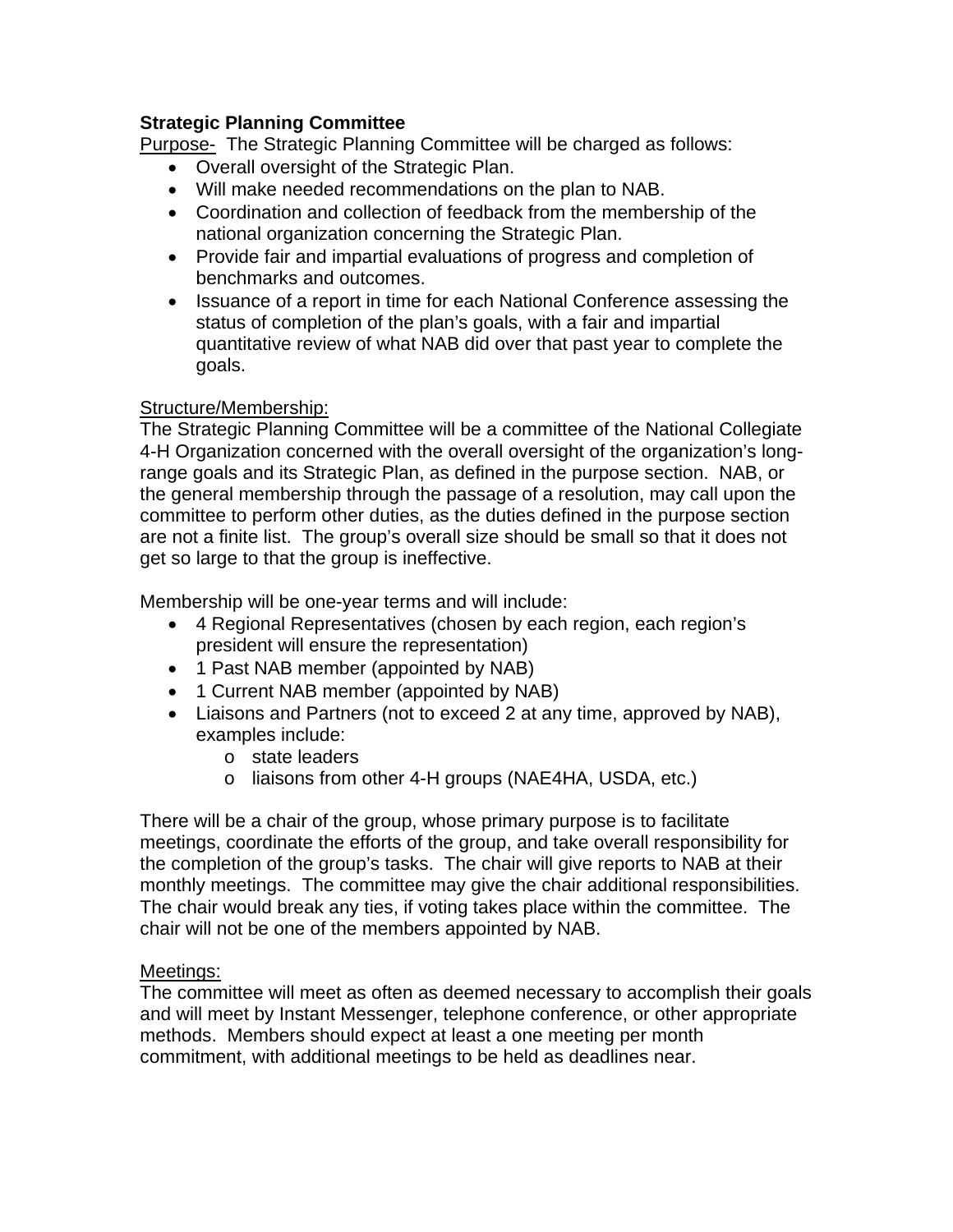**Strategic Planning Committee**

Purpose- The Strategic Planning Committee will be charged as follows:

- Overall oversight of the Strategic Plan.
- Will make needed recommendations on the plan to NAB.
- Coordination and collection of feedback from the membership of the national organization concerning the Strategic Plan.
- Provide fair and impartial evaluations of progress and completion of benchmarks and outcomes.
- Issuance of a report in time for each National Conference assessing the status of completion of the plan's goals, with a fair and impartial quantitative review of what NAB did over that past year to complete the goals.

Structure/Membership:

The Strategic Planning Committee will be a committee of the National Collegiate 4-H Organization concerned with the overall oversight of the organization's long-range goals and its Strategic Plan, as defined in the purpose section. NAB, or the general membership through the passage of a resolution, may call upon the committee to perform other duties, as the duties defined in the purpose section are not a finite list. The group's overall size should be small so that it does not get so large to that the group is ineffective.

Membership will be one-year terms and will include:

- 4 Regional Representatives (chosen by each region, each region's president will ensure the representation)
- 1 Past NAB member (appointed by NAB)
- 1 Current NAB member (appointed by NAB)
- Liaisons and Partners (not to exceed 2 at any time, approved by NAB), examples include:
  - state leaders
  - liaisons from other 4-H groups (NAE4HA, USDA, etc.)

There will be a chair of the group, whose primary purpose is to facilitate meetings, coordinate the efforts of the group, and take overall responsibility for the completion of the group's tasks. The chair will give reports to NAB at their monthly meetings. The committee may give the chair additional responsibilities. The chair would break any ties, if voting takes place within the committee. The chair will not be one of the members appointed by NAB.

Meetings:

The committee will meet as often as deemed necessary to accomplish their goals and will meet by Instant Messenger, telephone conference, or other appropriate methods. Members should expect at least a one meeting per month commitment, with additional meetings to be held as deadlines near.